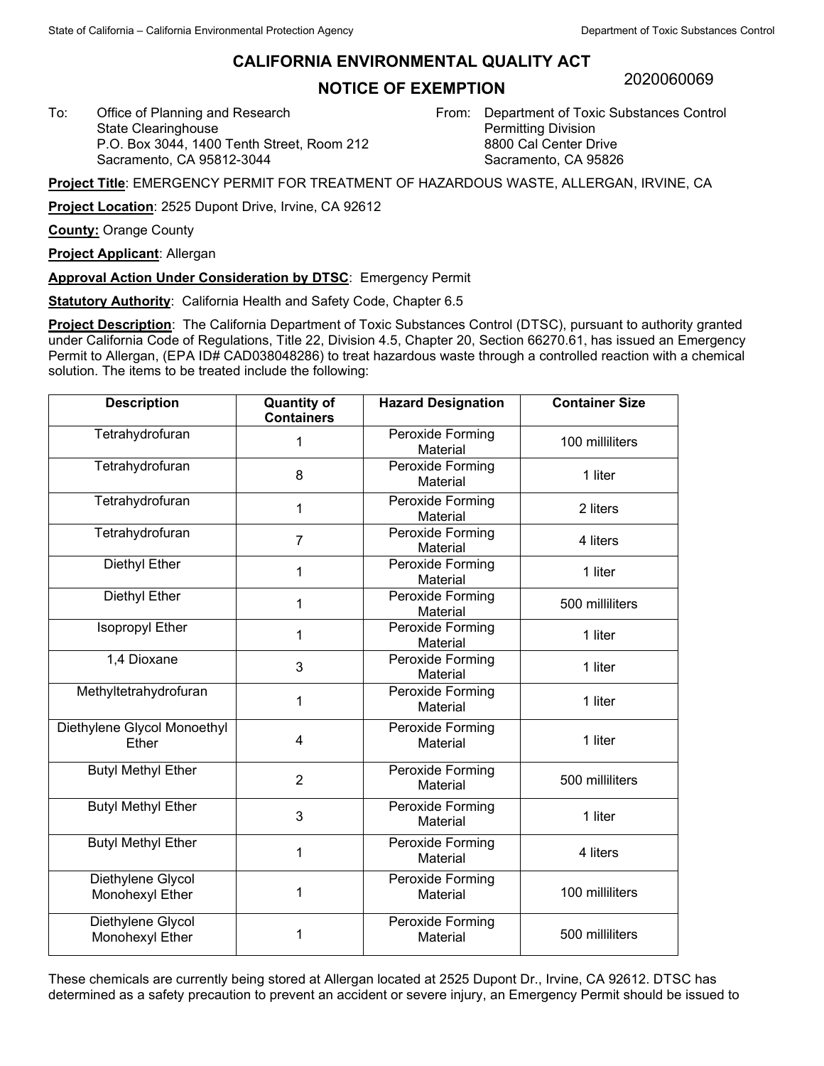# CALIFORNIA ENVIRONMENTAL QUALITY ACT

# NOTICE OF EXEMPTION

2020060069

To: Office of Planning and Research
State Clearinghouse
P.O. Box 3044, 1400 Tenth Street, Room 212
Sacramento, CA 95812-3044

From: Department of Toxic Substances Control
Permitting Division
8800 Cal Center Drive
Sacramento, CA 95826

**Project Title**: EMERGENCY PERMIT FOR TREATMENT OF HAZARDOUS WASTE, ALLERGAN, IRVINE, CA

**Project Location**: 2525 Dupont Drive, Irvine, CA 92612

**County:** Orange County

**Project Applicant**: Allergan

**Approval Action Under Consideration by DTSC**: Emergency Permit

**Statutory Authority**: California Health and Safety Code, Chapter 6.5

**Project Description**: The California Department of Toxic Substances Control (DTSC), pursuant to authority granted under California Code of Regulations, Title 22, Division 4.5, Chapter 20, Section 66270.61, has issued an Emergency Permit to Allergan, (EPA ID# CAD038048286) to treat hazardous waste through a controlled reaction with a chemical solution. The items to be treated include the following:

| Description | Quantity of Containers | Hazard Designation | Container Size |
|---|---|---|---|
| Tetrahydrofuran | 1 | Peroxide Forming Material | 100 milliliters |
| Tetrahydrofuran | 8 | Peroxide Forming Material | 1 liter |
| Tetrahydrofuran | 1 | Peroxide Forming Material | 2 liters |
| Tetrahydrofuran | 7 | Peroxide Forming Material | 4 liters |
| Diethyl Ether | 1 | Peroxide Forming Material | 1 liter |
| Diethyl Ether | 1 | Peroxide Forming Material | 500 milliliters |
| Isopropyl Ether | 1 | Peroxide Forming Material | 1 liter |
| 1,4 Dioxane | 3 | Peroxide Forming Material | 1 liter |
| Methyltetrahydrofuran | 1 | Peroxide Forming Material | 1 liter |
| Diethylene Glycol Monoethyl Ether | 4 | Peroxide Forming Material | 1 liter |
| Butyl Methyl Ether | 2 | Peroxide Forming Material | 500 milliliters |
| Butyl Methyl Ether | 3 | Peroxide Forming Material | 1 liter |
| Butyl Methyl Ether | 1 | Peroxide Forming Material | 4 liters |
| Diethylene Glycol Monohexyl Ether | 1 | Peroxide Forming Material | 100 milliliters |
| Diethylene Glycol Monohexyl Ether | 1 | Peroxide Forming Material | 500 milliliters |

These chemicals are currently being stored at Allergan located at 2525 Dupont Dr., Irvine, CA 92612. DTSC has determined as a safety precaution to prevent an accident or severe injury, an Emergency Permit should be issued to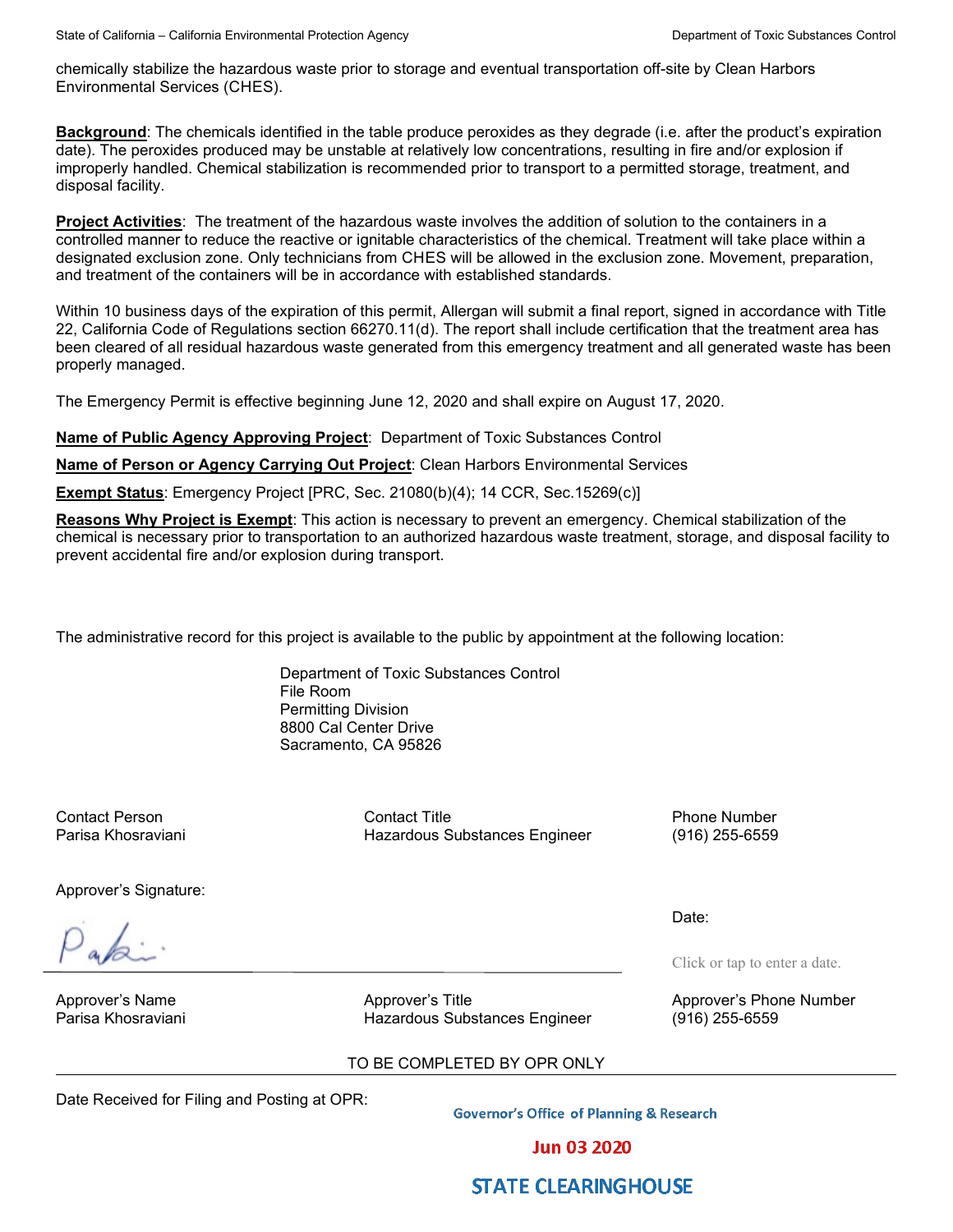chemically stabilize the hazardous waste prior to storage and eventual transportation off-site by Clean Harbors Environmental Services (CHES).

**Background**: The chemicals identified in the table produce peroxides as they degrade (i.e. after the product's expiration date). The peroxides produced may be unstable at relatively low concentrations, resulting in fire and/or explosion if improperly handled. Chemical stabilization is recommended prior to transport to a permitted storage, treatment, and disposal facility.

**Project Activities**: The treatment of the hazardous waste involves the addition of solution to the containers in a controlled manner to reduce the reactive or ignitable characteristics of the chemical. Treatment will take place within a designated exclusion zone. Only technicians from CHES will be allowed in the exclusion zone. Movement, preparation, and treatment of the containers will be in accordance with established standards.

Within 10 business days of the expiration of this permit, Allergan will submit a final report, signed in accordance with Title 22, California Code of Regulations section 66270.11(d). The report shall include certification that the treatment area has been cleared of all residual hazardous waste generated from this emergency treatment and all generated waste has been properly managed.

The Emergency Permit is effective beginning June 12, 2020 and shall expire on August 17, 2020.

**Name of Public Agency Approving Project**: Department of Toxic Substances Control

**Name of Person or Agency Carrying Out Project**: Clean Harbors Environmental Services

**Exempt Status**: Emergency Project [PRC, Sec. 21080(b)(4); 14 CCR, Sec.15269(c)]

**Reasons Why Project is Exempt**: This action is necessary to prevent an emergency. Chemical stabilization of the chemical is necessary prior to transportation to an authorized hazardous waste treatment, storage, and disposal facility to prevent accidental fire and/or explosion during transport.

The administrative record for this project is available to the public by appointment at the following location:

Department of Toxic Substances Control
File Room
Permitting Division
8800 Cal Center Drive
Sacramento, CA 95826

| Contact Person | Contact Title | Phone Number |
|---|---|---|
| Parisa Khosraviani | Hazardous Substances Engineer | (916) 255-6559 |

Approver's Signature:

Date:

Click or tap to enter a date.

| Approver's Name | Approver's Title | Approver's Phone Number |
|---|---|---|
| Parisa Khosraviani | Hazardous Substances Engineer | (916) 255-6559 |

TO BE COMPLETED BY OPR ONLY

Date Received for Filing and Posting at OPR:

Governor's Office of Planning & Research

Jun 03 2020

STATE CLEARINGHOUSE